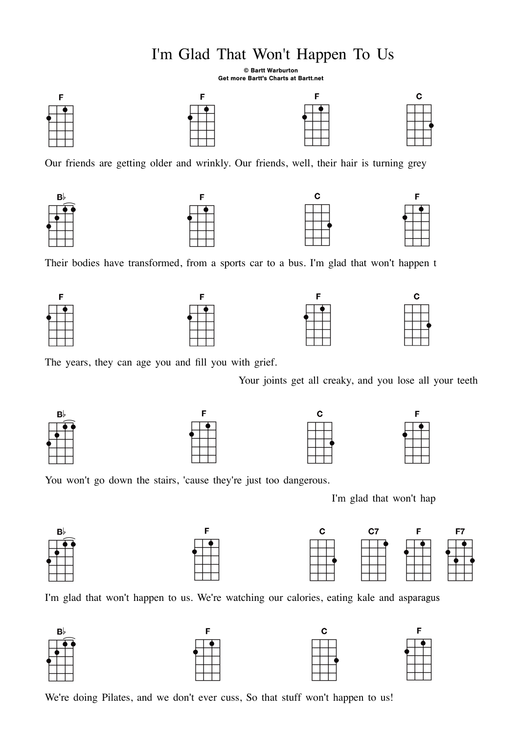# I'm Glad That Won't Happen To Us

**© Bartt Warburton**
**Get more Bartt's Charts at Bartt.net**

F F F C

Our friends are getting older and wrinkly. Our friends, well, their hair is turning grey

B♭ F C F

Their bodies have transformed, from a sports car to a bus. I'm glad that won't happen t

F F F C

The years, they can age you and fill you with grief.

Your joints get all creaky, and you lose all your teeth

B♭ F C F

You won't go down the stairs, 'cause they're just too dangerous.

I'm glad that won't hap

B♭ F C C7 F F7

I'm glad that won't happen to us. We're watching our calories, eating kale and asparagus

B♭ F C F

We're doing Pilates, and we don't ever cuss, So that stuff won't happen to us!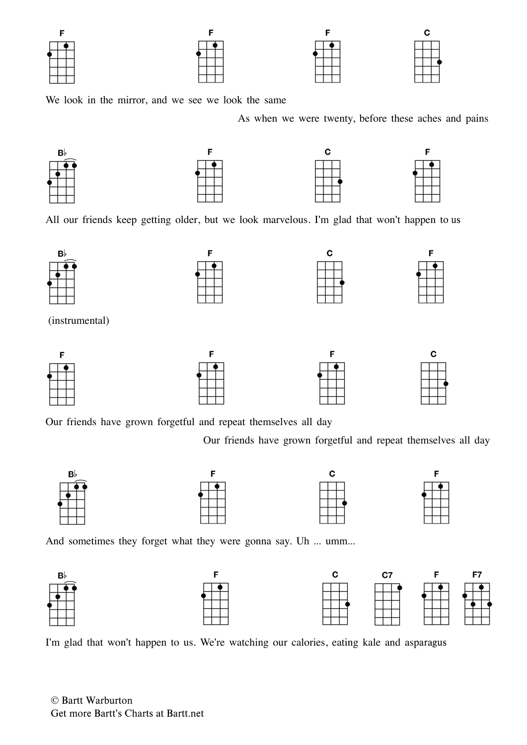F F F C

We look in the mirror, and we see we look the same

As when we were twenty, before these aches and pains

B♭ F C F

All our friends keep getting older, but we look marvelous. I'm glad that won't happen to us

B♭ F C F

(instrumental)

F F F C

Our friends have grown forgetful and repeat themselves all day

Our friends have grown forgetful and repeat themselves all day

B♭ F C F

And sometimes they forget what they were gonna say. Uh ... umm...

B♭ F C C7 F F7

I'm glad that won't happen to us. We're watching our calories, eating kale and asparagus

© Bartt Warburton
Get more Bartt's Charts at Bartt.net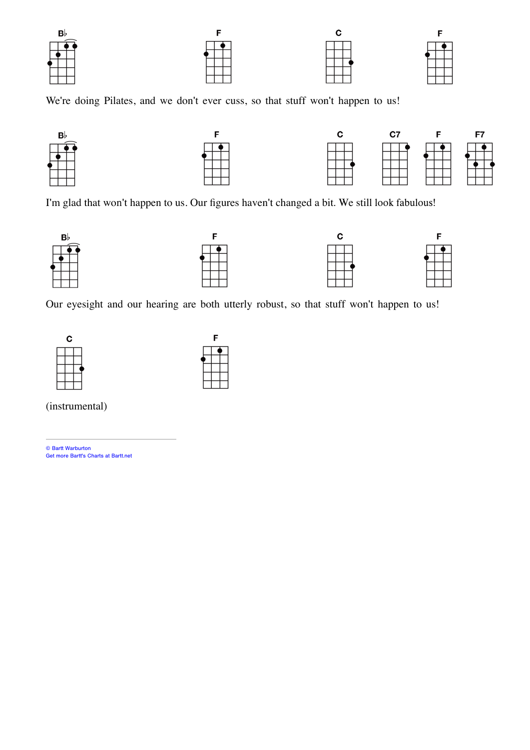Bb F C F

We're doing Pilates, and we don't ever cuss, so that stuff won't happen to us!

Bb F C C7 F F7

I'm glad that won't happen to us. Our figures haven't changed a bit. We still look fabulous!

Bb F C F

Our eyesight and our hearing are both utterly robust, so that stuff won't happen to us!

C F

(instrumental)

---

© Bartt Warburton
Get more Bartt's Charts at Bartt.net